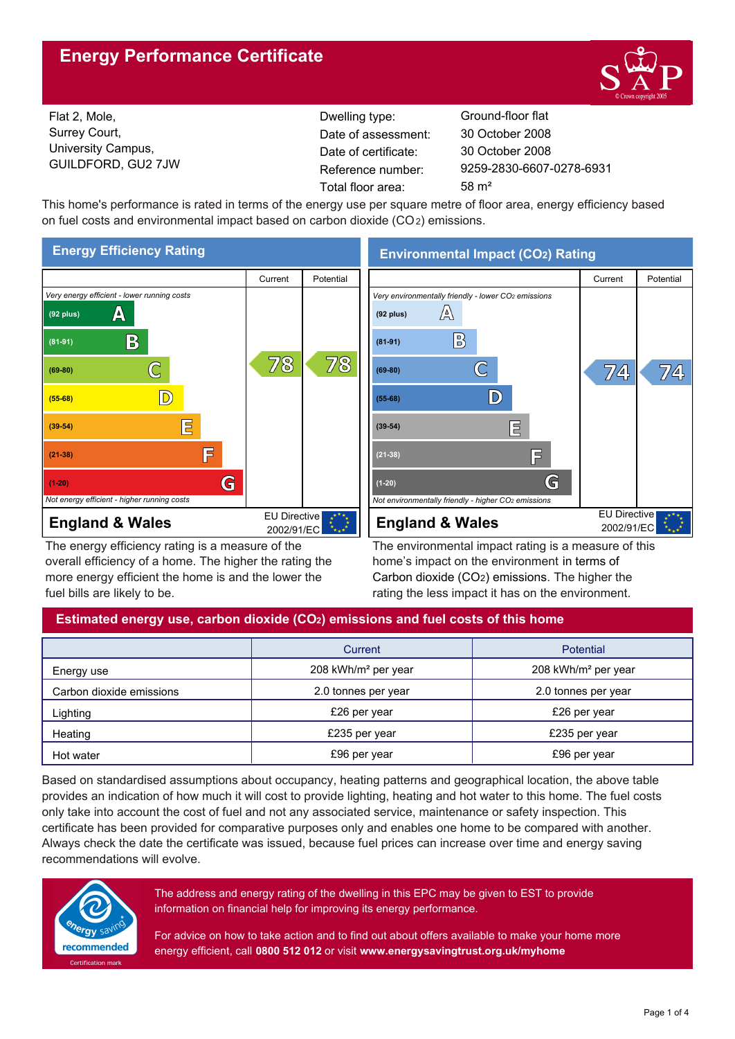# Energy Performance Certificate

Flat 2, Mole,
Surrey Court,
University Campus,
GUILDFORD, GU2 7JW

| | |
|---|---|
| Dwelling type: | Ground-floor flat |
| Date of assessment: | 30 October 2008 |
| Date of certificate: | 30 October 2008 |
| Reference number: | 9259-2830-6607-0278-6931 |
| Total floor area: | 58 m² |

This home's performance is rated in terms of the energy use per square metre of floor area, energy efficiency based on fuel costs and environmental impact based on carbon dioxide ($CO_2$) emissions.

## Energy Efficiency Rating

| | Current | Potential |
|---|---|---|
| *Very energy efficient - lower running costs* | | |
| (92 plus) A | | |
| (81-91) B | | |
| (69-80) C | 78 | 78 |
| (55-68) D | | |
| (39-54) E | | |
| (21-38) F | | |
| (1-20) G | | |
| *Not energy efficient - higher running costs* | | |
| **England & Wales** | EU Directive 2002/91/EC | |

The energy efficiency rating is a measure of the overall efficiency of a home. The higher the rating the more energy efficient the home is and the lower the fuel bills are likely to be.

## Environmental Impact ($CO_2$) Rating

| | Current | Potential |
|---|---|---|
| *Very environmentally friendly - lower $CO_2$ emissions* | | |
| (92 plus) A | | |
| (81-91) B | | |
| (69-80) C | 74 | 74 |
| (55-68) D | | |
| (39-54) E | | |
| (21-38) F | | |
| (1-20) G | | |
| *Not environmentally friendly - higher $CO_2$ emissions* | | |
| **England & Wales** | EU Directive 2002/91/EC | |

The environmental impact rating is a measure of this home's impact on the environment in terms of Carbon dioxide ($CO_2$) emissions. The higher the rating the less impact it has on the environment.

## Estimated energy use, carbon dioxide ($CO_2$) emissions and fuel costs of this home

| | Current | Potential |
|---|---|---|
| Energy use | 208 kWh/m² per year | 208 kWh/m² per year |
| Carbon dioxide emissions | 2.0 tonnes per year | 2.0 tonnes per year |
| Lighting | £26 per year | £26 per year |
| Heating | £235 per year | £235 per year |
| Hot water | £96 per year | £96 per year |

Based on standardised assumptions about occupancy, heating patterns and geographical location, the above table provides an indication of how much it will cost to provide lighting, heating and hot water to this home. The fuel costs only take into account the cost of fuel and not any associated service, maintenance or safety inspection. This certificate has been provided for comparative purposes only and enables one home to be compared with another. Always check the date the certificate was issued, because fuel prices can increase over time and energy saving recommendations will evolve.

energy saving recommended — Certification mark

The address and energy rating of the dwelling in this EPC may be given to EST to provide information on financial help for improving its energy performance.

For advice on how to take action and to find out about offers available to make your home more energy efficient, call **0800 512 012** or visit **www.energysavingtrust.org.uk/myhome**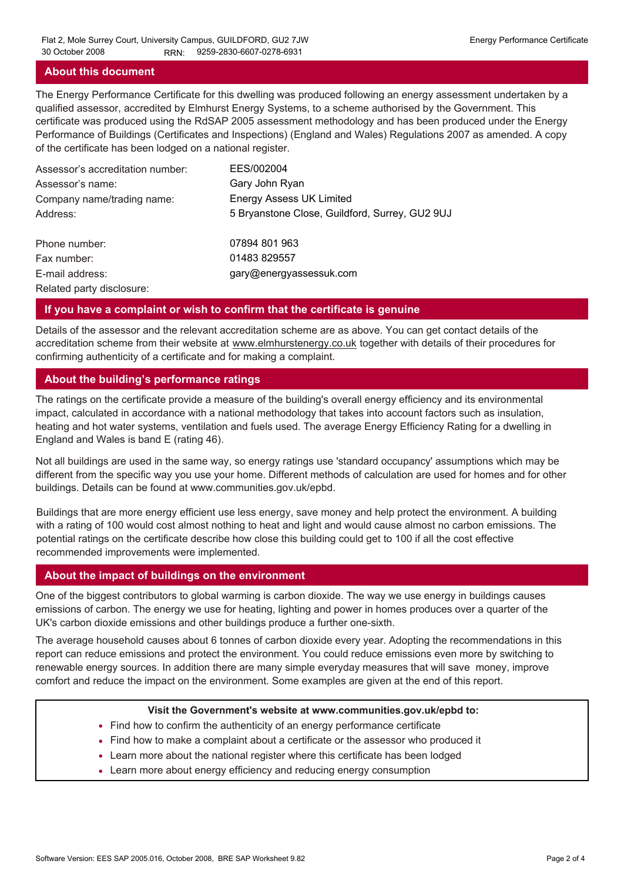## About this document

The Energy Performance Certificate for this dwelling was produced following an energy assessment undertaken by a qualified assessor, accredited by Elmhurst Energy Systems, to a scheme authorised by the Government. This certificate was produced using the RdSAP 2005 assessment methodology and has been produced under the Energy Performance of Buildings (Certificates and Inspections) (England and Wales) Regulations 2007 as amended. A copy of the certificate has been lodged on a national register.

| | |
|---|---|
| Assessor's accreditation number: | EES/002004 |
| Assessor's name: | Gary John Ryan |
| Company name/trading name: | Energy Assess UK Limited |
| Address: | 5 Bryanstone Close, Guildford, Surrey, GU2 9UJ |
| Phone number: | 07894 801 963 |
| Fax number: | 01483 829557 |
| E-mail address: | gary@energyassessuk.com |
| Related party disclosure: | |

## If you have a complaint or wish to confirm that the certificate is genuine

Details of the assessor and the relevant accreditation scheme are as above. You can get contact details of the accreditation scheme from their website at www.elmhurstenergy.co.uk together with details of their procedures for confirming authenticity of a certificate and for making a complaint.

## About the building's performance ratings

The ratings on the certificate provide a measure of the building's overall energy efficiency and its environmental impact, calculated in accordance with a national methodology that takes into account factors such as insulation, heating and hot water systems, ventilation and fuels used. The average Energy Efficiency Rating for a dwelling in England and Wales is band E (rating 46).

Not all buildings are used in the same way, so energy ratings use 'standard occupancy' assumptions which may be different from the specific way you use your home. Different methods of calculation are used for homes and for other buildings. Details can be found at www.communities.gov.uk/epbd.

Buildings that are more energy efficient use less energy, save money and help protect the environment. A building with a rating of 100 would cost almost nothing to heat and light and would cause almost no carbon emissions. The potential ratings on the certificate describe how close this building could get to 100 if all the cost effective recommended improvements were implemented.

## About the impact of buildings on the environment

One of the biggest contributors to global warming is carbon dioxide. The way we use energy in buildings causes emissions of carbon. The energy we use for heating, lighting and power in homes produces over a quarter of the UK's carbon dioxide emissions and other buildings produce a further one-sixth.

The average household causes about 6 tonnes of carbon dioxide every year. Adopting the recommendations in this report can reduce emissions and protect the environment. You could reduce emissions even more by switching to renewable energy sources. In addition there are many simple everyday measures that will save money, improve comfort and reduce the impact on the environment. Some examples are given at the end of this report.

**Visit the Government's website at www.communities.gov.uk/epbd to:**

- Find how to confirm the authenticity of an energy performance certificate
- Find how to make a complaint about a certificate or the assessor who produced it
- Learn more about the national register where this certificate has been lodged
- Learn more about energy efficiency and reducing energy consumption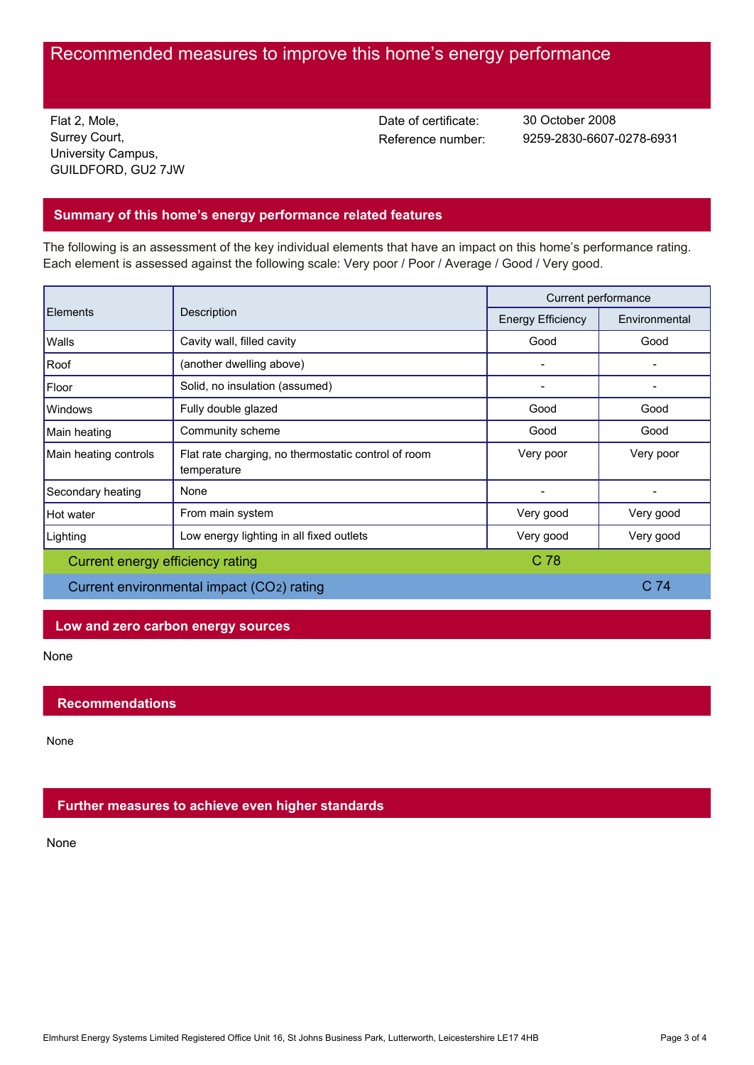# Recommended measures to improve this home's energy performance

Flat 2, Mole,
Surrey Court,
University Campus,
GUILDFORD, GU2 7JW

Date of certificate: 30 October 2008
Reference number: 9259-2830-6607-0278-6931

## Summary of this home's energy performance related features

The following is an assessment of the key individual elements that have an impact on this home's performance rating. Each element is assessed against the following scale: Very poor / Poor / Average / Good / Very good.

| Elements | Description | Current performance | |
|---|---|---|---|
| | | Energy Efficiency | Environmental |
| Walls | Cavity wall, filled cavity | Good | Good |
| Roof | (another dwelling above) | - | - |
| Floor | Solid, no insulation (assumed) | - | - |
| Windows | Fully double glazed | Good | Good |
| Main heating | Community scheme | Good | Good |
| Main heating controls | Flat rate charging, no thermostatic control of room temperature | Very poor | Very poor |
| Secondary heating | None | - | - |
| Hot water | From main system | Very good | Very good |
| Lighting | Low energy lighting in all fixed outlets | Very good | Very good |
| Current energy efficiency rating | | C 78 | |
| Current environmental impact ($CO_2$) rating | | | C 74 |

## Low and zero carbon energy sources

None

## Recommendations

None

## Further measures to achieve even higher standards

None

Elmhurst Energy Systems Limited Registered Office Unit 16, St Johns Business Park, Lutterworth, Leicestershire LE17 4HB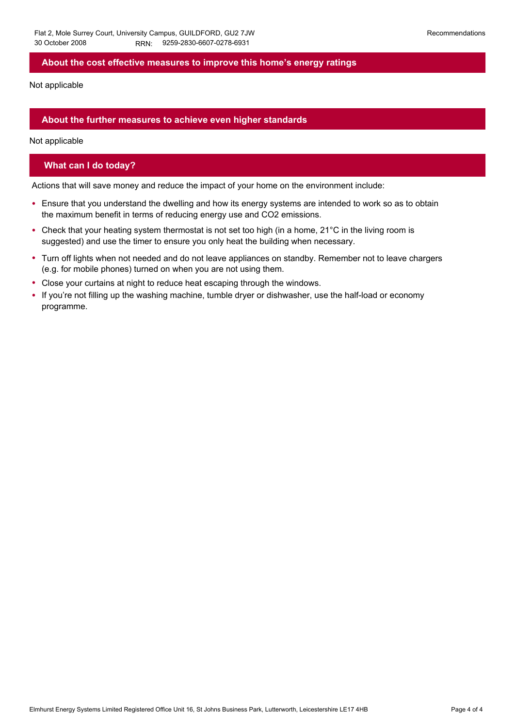## About the cost effective measures to improve this home's energy ratings

Not applicable

## About the further measures to achieve even higher standards

Not applicable

## What can I do today?

Actions that will save money and reduce the impact of your home on the environment include:

- Ensure that you understand the dwelling and how its energy systems are intended to work so as to obtain the maximum benefit in terms of reducing energy use and $CO_2$ emissions.
- Check that your heating system thermostat is not set too high (in a home, 21°C in the living room is suggested) and use the timer to ensure you only heat the building when necessary.
- Turn off lights when not needed and do not leave appliances on standby. Remember not to leave chargers (e.g. for mobile phones) turned on when you are not using them.
- Close your curtains at night to reduce heat escaping through the windows.
- If you're not filling up the washing machine, tumble dryer or dishwasher, use the half-load or economy programme.